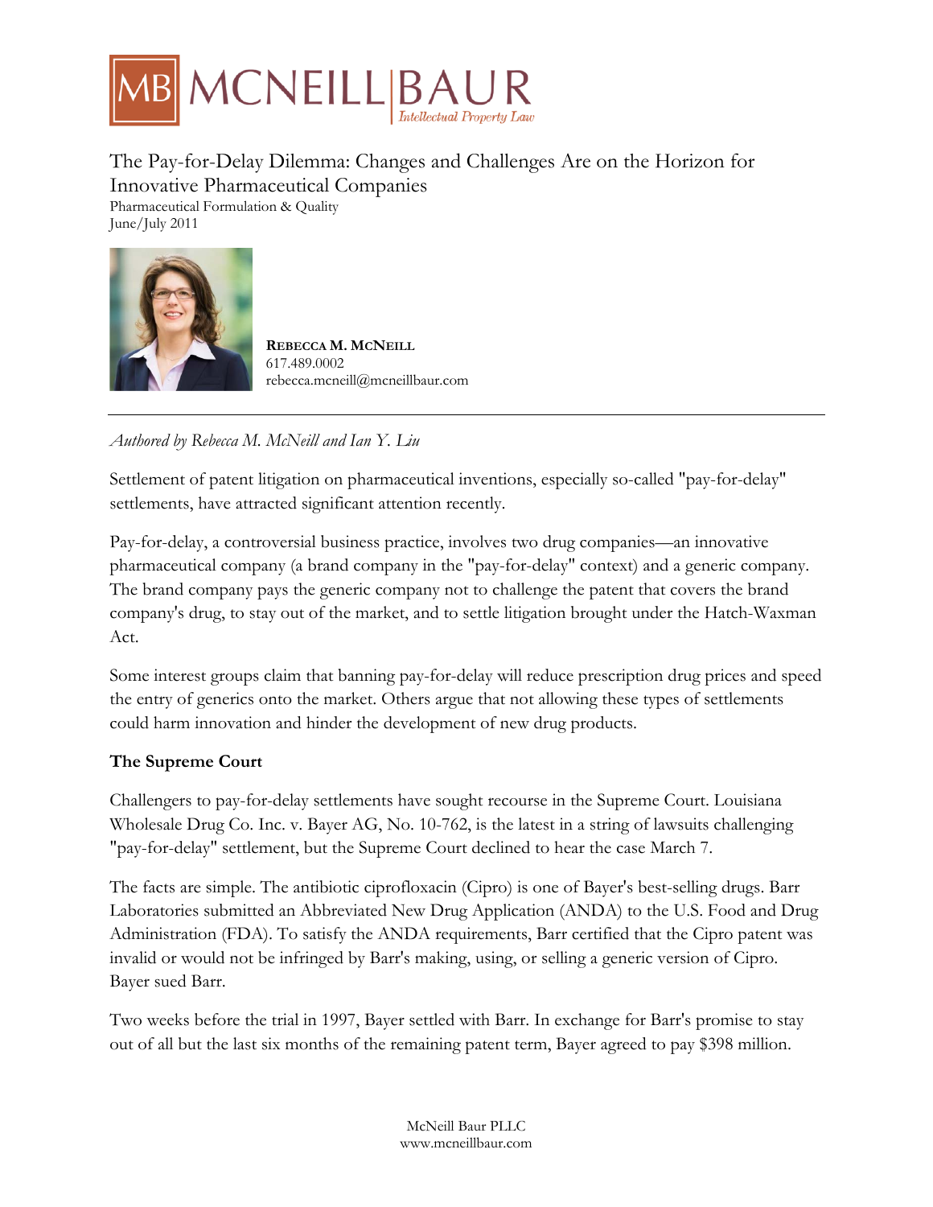# The Pay-for-Delay Dilemma: Changes and Challenges Are on the Horizon for Innovative Pharmaceutical Companies

Pharmaceutical Formulation & Quality
June/July 2011

**REBECCA M. MCNEILL**
617.489.0002
rebecca.mcneill@mcneillbaur.com

---

*Authored by Rebecca M. McNeill and Ian Y. Liu*

Settlement of patent litigation on pharmaceutical inventions, especially so-called "pay-for-delay" settlements, have attracted significant attention recently.

Pay-for-delay, a controversial business practice, involves two drug companies—an innovative pharmaceutical company (a brand company in the "pay-for-delay" context) and a generic company. The brand company pays the generic company not to challenge the patent that covers the brand company's drug, to stay out of the market, and to settle litigation brought under the Hatch-Waxman Act.

Some interest groups claim that banning pay-for-delay will reduce prescription drug prices and speed the entry of generics onto the market. Others argue that not allowing these types of settlements could harm innovation and hinder the development of new drug products.

**The Supreme Court**

Challengers to pay-for-delay settlements have sought recourse in the Supreme Court. Louisiana Wholesale Drug Co. Inc. v. Bayer AG, No. 10-762, is the latest in a string of lawsuits challenging "pay-for-delay" settlement, but the Supreme Court declined to hear the case March 7.

The facts are simple. The antibiotic ciprofloxacin (Cipro) is one of Bayer's best-selling drugs. Barr Laboratories submitted an Abbreviated New Drug Application (ANDA) to the U.S. Food and Drug Administration (FDA). To satisfy the ANDA requirements, Barr certified that the Cipro patent was invalid or would not be infringed by Barr's making, using, or selling a generic version of Cipro. Bayer sued Barr.

Two weeks before the trial in 1997, Bayer settled with Barr. In exchange for Barr's promise to stay out of all but the last six months of the remaining patent term, Bayer agreed to pay $398 million.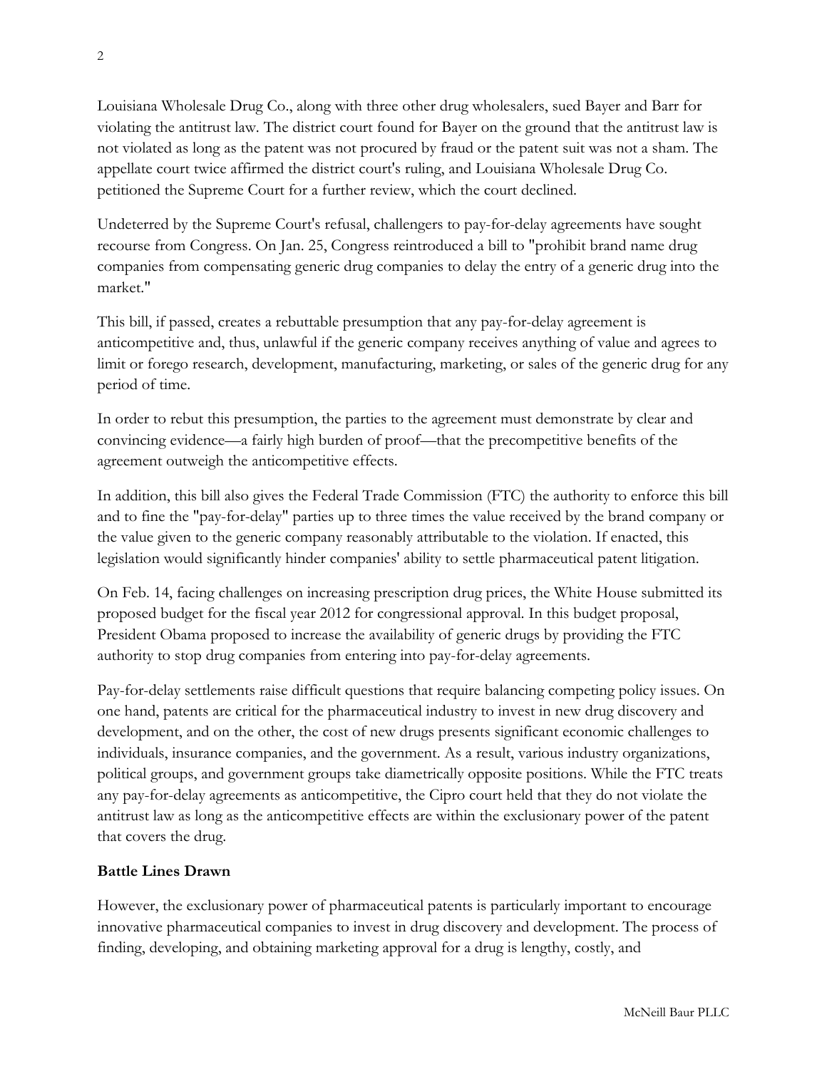Louisiana Wholesale Drug Co., along with three other drug wholesalers, sued Bayer and Barr for violating the antitrust law. The district court found for Bayer on the ground that the antitrust law is not violated as long as the patent was not procured by fraud or the patent suit was not a sham. The appellate court twice affirmed the district court's ruling, and Louisiana Wholesale Drug Co. petitioned the Supreme Court for a further review, which the court declined.

Undeterred by the Supreme Court's refusal, challengers to pay-for-delay agreements have sought recourse from Congress. On Jan. 25, Congress reintroduced a bill to "prohibit brand name drug companies from compensating generic drug companies to delay the entry of a generic drug into the market."

This bill, if passed, creates a rebuttable presumption that any pay-for-delay agreement is anticompetitive and, thus, unlawful if the generic company receives anything of value and agrees to limit or forego research, development, manufacturing, marketing, or sales of the generic drug for any period of time.

In order to rebut this presumption, the parties to the agreement must demonstrate by clear and convincing evidence—a fairly high burden of proof—that the precompetitive benefits of the agreement outweigh the anticompetitive effects.

In addition, this bill also gives the Federal Trade Commission (FTC) the authority to enforce this bill and to fine the "pay-for-delay" parties up to three times the value received by the brand company or the value given to the generic company reasonably attributable to the violation. If enacted, this legislation would significantly hinder companies' ability to settle pharmaceutical patent litigation.

On Feb. 14, facing challenges on increasing prescription drug prices, the White House submitted its proposed budget for the fiscal year 2012 for congressional approval. In this budget proposal, President Obama proposed to increase the availability of generic drugs by providing the FTC authority to stop drug companies from entering into pay-for-delay agreements.

Pay-for-delay settlements raise difficult questions that require balancing competing policy issues. On one hand, patents are critical for the pharmaceutical industry to invest in new drug discovery and development, and on the other, the cost of new drugs presents significant economic challenges to individuals, insurance companies, and the government. As a result, various industry organizations, political groups, and government groups take diametrically opposite positions. While the FTC treats any pay-for-delay agreements as anticompetitive, the Cipro court held that they do not violate the antitrust law as long as the anticompetitive effects are within the exclusionary power of the patent that covers the drug.

**Battle Lines Drawn**

However, the exclusionary power of pharmaceutical patents is particularly important to encourage innovative pharmaceutical companies to invest in drug discovery and development. The process of finding, developing, and obtaining marketing approval for a drug is lengthy, costly, and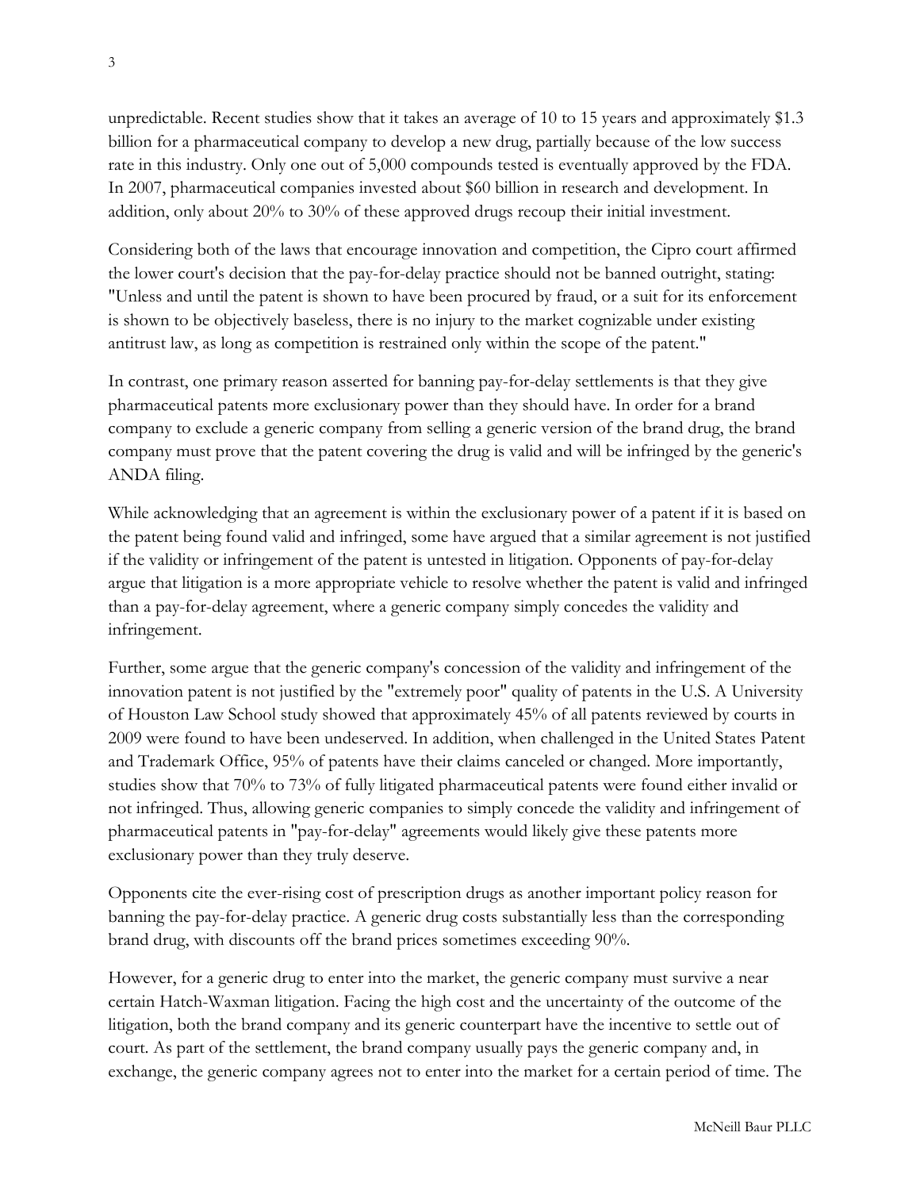unpredictable. Recent studies show that it takes an average of 10 to 15 years and approximately $1.3 billion for a pharmaceutical company to develop a new drug, partially because of the low success rate in this industry. Only one out of 5,000 compounds tested is eventually approved by the FDA. In 2007, pharmaceutical companies invested about $60 billion in research and development. In addition, only about 20% to 30% of these approved drugs recoup their initial investment.

Considering both of the laws that encourage innovation and competition, the Cipro court affirmed the lower court's decision that the pay-for-delay practice should not be banned outright, stating: "Unless and until the patent is shown to have been procured by fraud, or a suit for its enforcement is shown to be objectively baseless, there is no injury to the market cognizable under existing antitrust law, as long as competition is restrained only within the scope of the patent."

In contrast, one primary reason asserted for banning pay-for-delay settlements is that they give pharmaceutical patents more exclusionary power than they should have. In order for a brand company to exclude a generic company from selling a generic version of the brand drug, the brand company must prove that the patent covering the drug is valid and will be infringed by the generic's ANDA filing.

While acknowledging that an agreement is within the exclusionary power of a patent if it is based on the patent being found valid and infringed, some have argued that a similar agreement is not justified if the validity or infringement of the patent is untested in litigation. Opponents of pay-for-delay argue that litigation is a more appropriate vehicle to resolve whether the patent is valid and infringed than a pay-for-delay agreement, where a generic company simply concedes the validity and infringement.

Further, some argue that the generic company's concession of the validity and infringement of the innovation patent is not justified by the "extremely poor" quality of patents in the U.S. A University of Houston Law School study showed that approximately 45% of all patents reviewed by courts in 2009 were found to have been undeserved. In addition, when challenged in the United States Patent and Trademark Office, 95% of patents have their claims canceled or changed. More importantly, studies show that 70% to 73% of fully litigated pharmaceutical patents were found either invalid or not infringed. Thus, allowing generic companies to simply concede the validity and infringement of pharmaceutical patents in "pay-for-delay" agreements would likely give these patents more exclusionary power than they truly deserve.

Opponents cite the ever-rising cost of prescription drugs as another important policy reason for banning the pay-for-delay practice. A generic drug costs substantially less than the corresponding brand drug, with discounts off the brand prices sometimes exceeding 90%.

However, for a generic drug to enter into the market, the generic company must survive a near certain Hatch-Waxman litigation. Facing the high cost and the uncertainty of the outcome of the litigation, both the brand company and its generic counterpart have the incentive to settle out of court. As part of the settlement, the brand company usually pays the generic company and, in exchange, the generic company agrees not to enter into the market for a certain period of time. The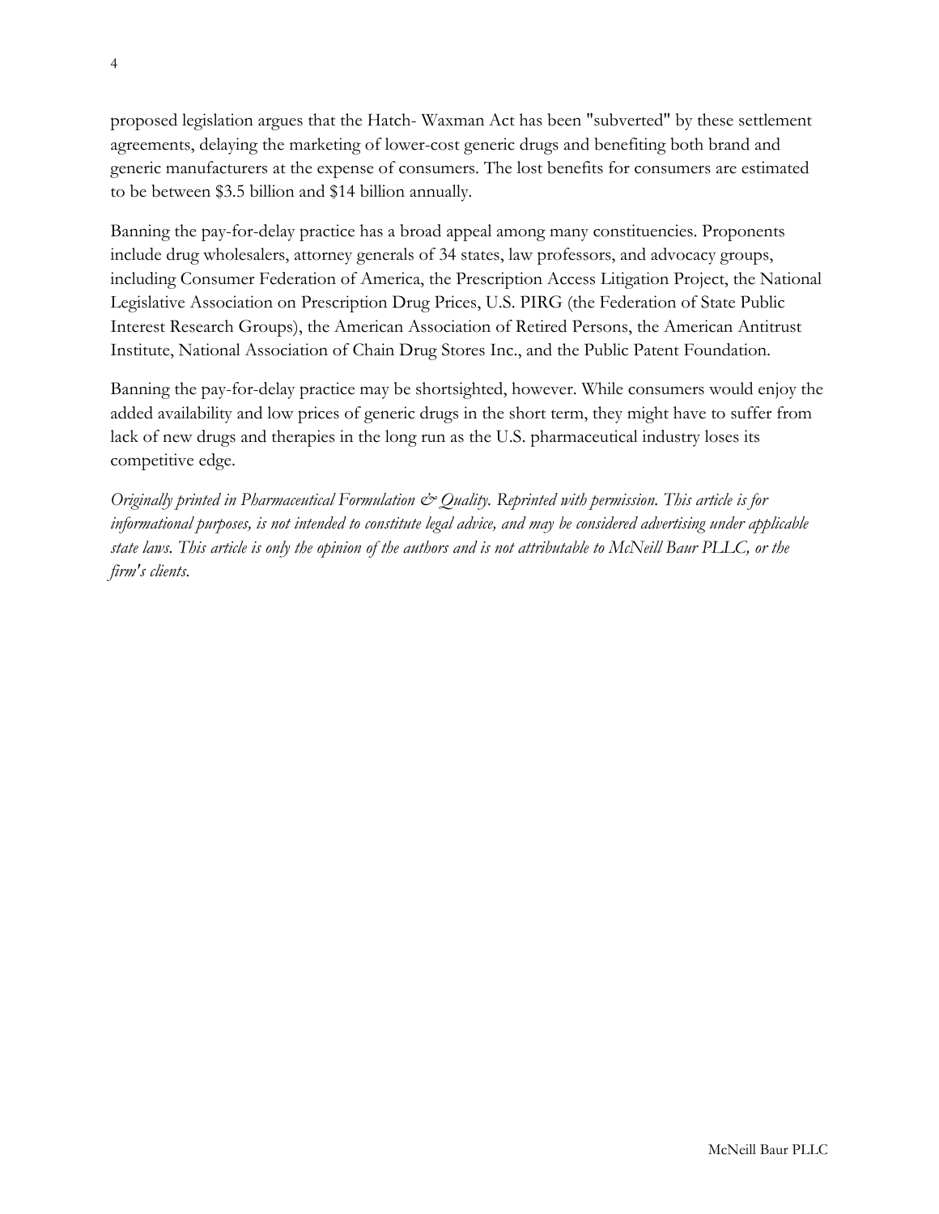proposed legislation argues that the Hatch- Waxman Act has been "subverted" by these settlement agreements, delaying the marketing of lower-cost generic drugs and benefiting both brand and generic manufacturers at the expense of consumers. The lost benefits for consumers are estimated to be between $3.5 billion and $14 billion annually.

Banning the pay-for-delay practice has a broad appeal among many constituencies. Proponents include drug wholesalers, attorney generals of 34 states, law professors, and advocacy groups, including Consumer Federation of America, the Prescription Access Litigation Project, the National Legislative Association on Prescription Drug Prices, U.S. PIRG (the Federation of State Public Interest Research Groups), the American Association of Retired Persons, the American Antitrust Institute, National Association of Chain Drug Stores Inc., and the Public Patent Foundation.

Banning the pay-for-delay practice may be shortsighted, however. While consumers would enjoy the added availability and low prices of generic drugs in the short term, they might have to suffer from lack of new drugs and therapies in the long run as the U.S. pharmaceutical industry loses its competitive edge.

*Originally printed in Pharmaceutical Formulation & Quality. Reprinted with permission. This article is for informational purposes, is not intended to constitute legal advice, and may be considered advertising under applicable state laws. This article is only the opinion of the authors and is not attributable to McNeill Baur PLLC, or the firm's clients.*